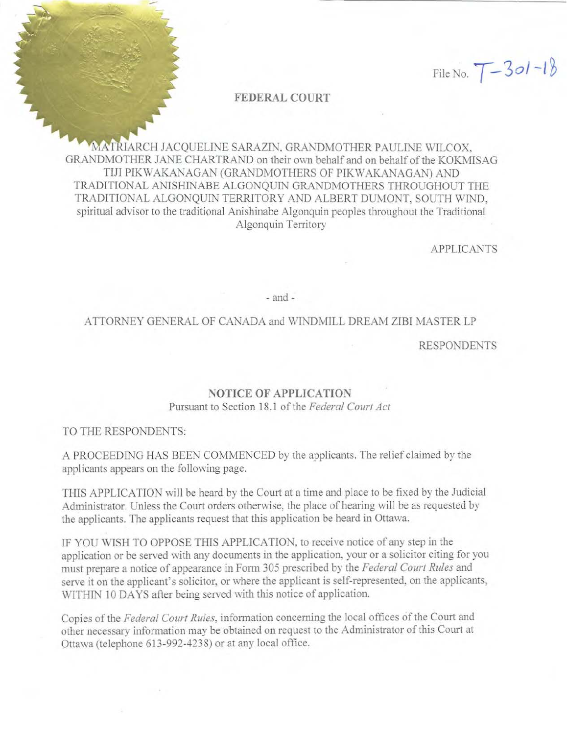File No. T-301-18

# FEDERAL COURT

MATRIARCH JACQUELINE SARAZIN, GRANDMOTHER PAULINE WILCOX, GRANDMOTHER JANE CHARTRAND on their own behalf and on behalf of the KOKMISAG TIJI PIKWAKANAGAN (GRANDMOTHERS OF PIKWAKANAGAN) AND TRADITIONAL ANISHINABE ALGONQUIN GRANDMOTHERS THROUGHOUT THE TRADITIONAL ALGONQUIN TERRITORY AND ALBERT DUMONT, SOUTH WIND, spiritual advisor to the traditional Anishinabe Algonquin peoples throughout the Traditional Algonquin Territory

APPLICANTS

\- and -

ATTORNEY GENERAL OF CANADA and WINDMILL DREAM ZIBI MASTER LP

RESPONDENTS

## NOTICE OF APPLICATION

Pursuant to Section 18.1 of the *Federal Court Act*

TO THE RESPONDENTS:

A PROCEEDING HAS BEEN COMMENCED by the applicants. The relief claimed by the applicants appears on the following page.

THIS APPLICATION will be heard by the Court at a time and place to be fixed by the Judicial Administrator. Unless the Court orders otherwise, the place of hearing will be as requested by the applicants. The applicants request that this application be heard in Ottawa.

IF YOU WISH TO OPPOSE THIS APPLICATION, to receive notice of any step in the application or be served with any documents in the application, your or a solicitor citing for you must prepare a notice of appearance in Form 305 prescribed by the *Federal Court Rules* and serve it on the applicant's solicitor, or where the applicant is self-represented, on the applicants, WITHIN 10 DAYS after being served with this notice of application.

Copies of the *Federal Court Rules*, information concerning the local offices of the Court and other necessary information may be obtained on request to the Administrator of this Court at Ottawa (telephone 613-992-4238) or at any local office.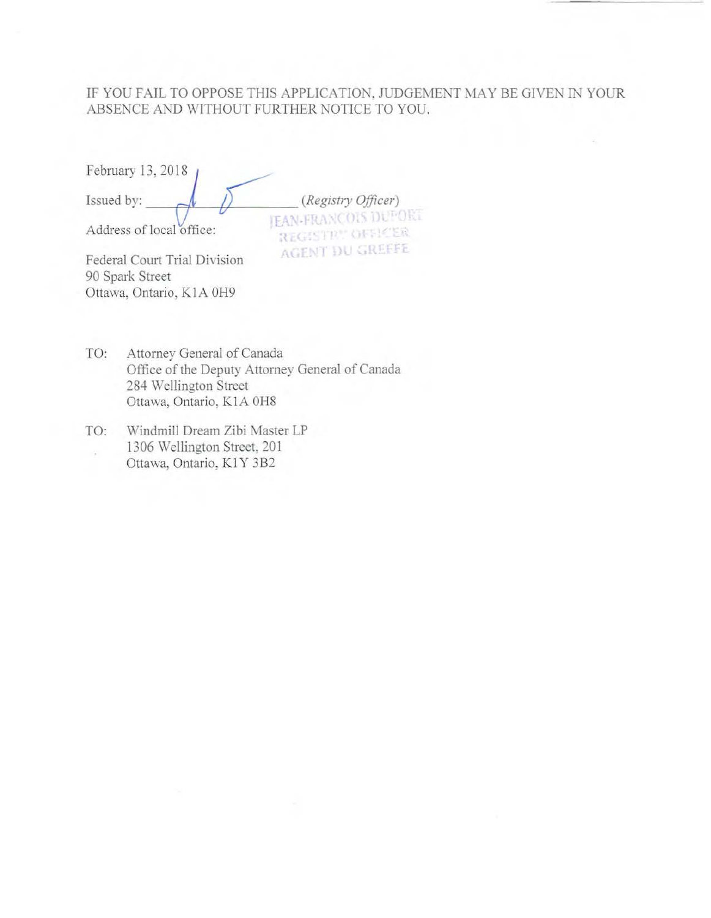IF YOU FAIL TO OPPOSE THIS APPLICATION, JUDGEMENT MAY BE GIVEN IN YOUR ABSENCE AND WITHOUT FURTHER NOTICE TO YOU.

February 13, 2018

Issued by: ______________________ (*Registry Officer*)

JEAN-FRANCOIS DUFORT
REGISTRY OFFICER
AGENT DU GREFFE

Address of local office:

Federal Court Trial Division
90 Spark Street
Ottawa, Ontario, K1A 0H9

TO: Attorney General of Canada
Office of the Deputy Attorney General of Canada
284 Wellington Street
Ottawa, Ontario, K1A 0H8

TO: Windmill Dream Zibi Master LP
1306 Wellington Street, 201
Ottawa, Ontario, K1Y 3B2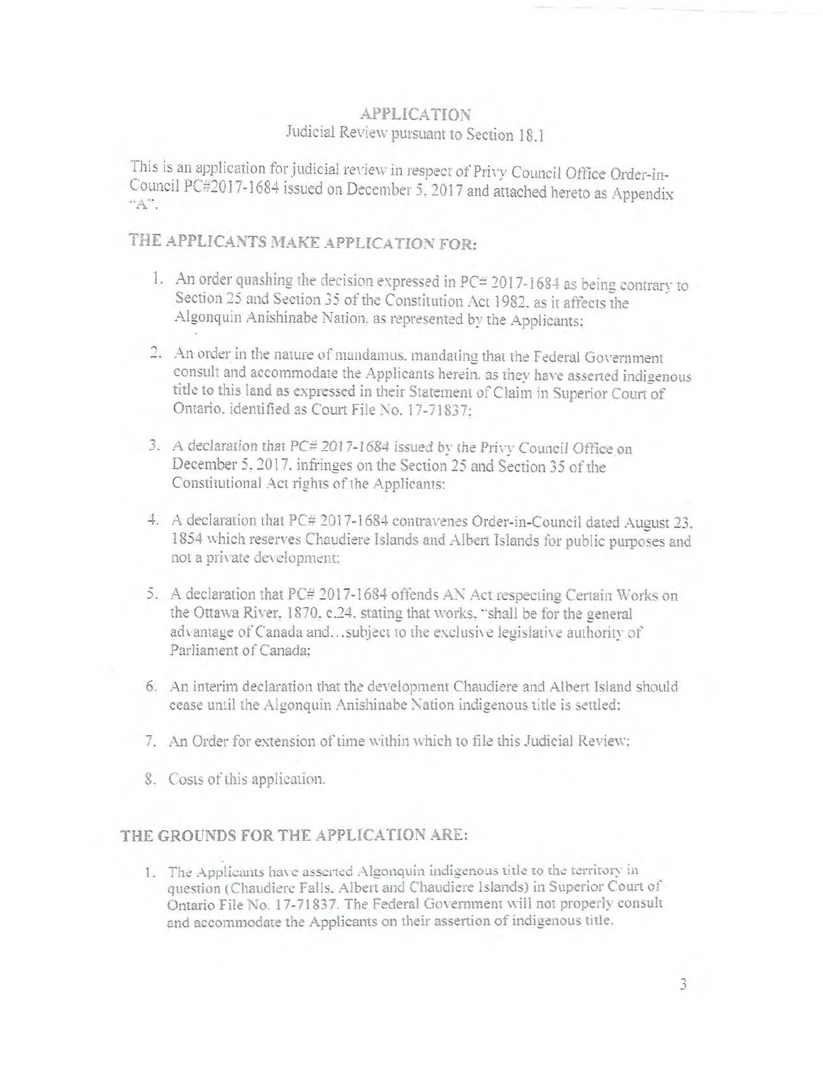## APPLICATION
### Judicial Review pursuant to Section 18.1

This is an application for judicial review in respect of Privy Council Office Order-in-Council PC#2017-1684 issued on December 5, 2017 and attached hereto as Appendix "A".

### THE APPLICANTS MAKE APPLICATION FOR:

1. An order quashing the decision expressed in PC# 2017-1684 as being contrary to Section 25 and Section 35 of the Constitution Act 1982, as it affects the Algonquin Anishinabe Nation, as represented by the Applicants;
2. An order in the nature of mandamus, mandating that the Federal Government consult and accommodate the Applicants herein, as they have asserted indigenous title to this land as expressed in their Statement of Claim in Superior Court of Ontario, identified as Court File No. 17-71837;
3. A declaration that *PC# 2017-1684* issued by the Privy Council Office on December 5, 2017, infringes on the Section 25 and Section 35 of the Constitutional Act rights of the Applicants;
4. A declaration that PC# 2017-1684 contravenes Order-in-Council dated August 23, 1854 which reserves Chaudiere Islands and Albert Islands for public purposes and not a private development;
5. A declaration that PC# 2017-1684 offends AN Act respecting Certain Works on the Ottawa River, 1870, c.24, stating that works, "shall be for the general advantage of Canada and…subject to the exclusive legislative authority of Parliament of Canada;
6. An interim declaration that the development Chaudiere and Albert Island should cease until the Algonquin Anishinabe Nation indigenous title is settled;
7. An Order for extension of time within which to file this Judicial Review;
8. Costs of this application.

### THE GROUNDS FOR THE APPLICATION ARE:

1. The Applicants have asserted Algonquin indigenous title to the territory in question (Chaudiere Falls, Albert and Chaudiere Islands) in Superior Court of Ontario File No. 17-71837. The Federal Government will not properly consult and accommodate the Applicants on their assertion of indigenous title.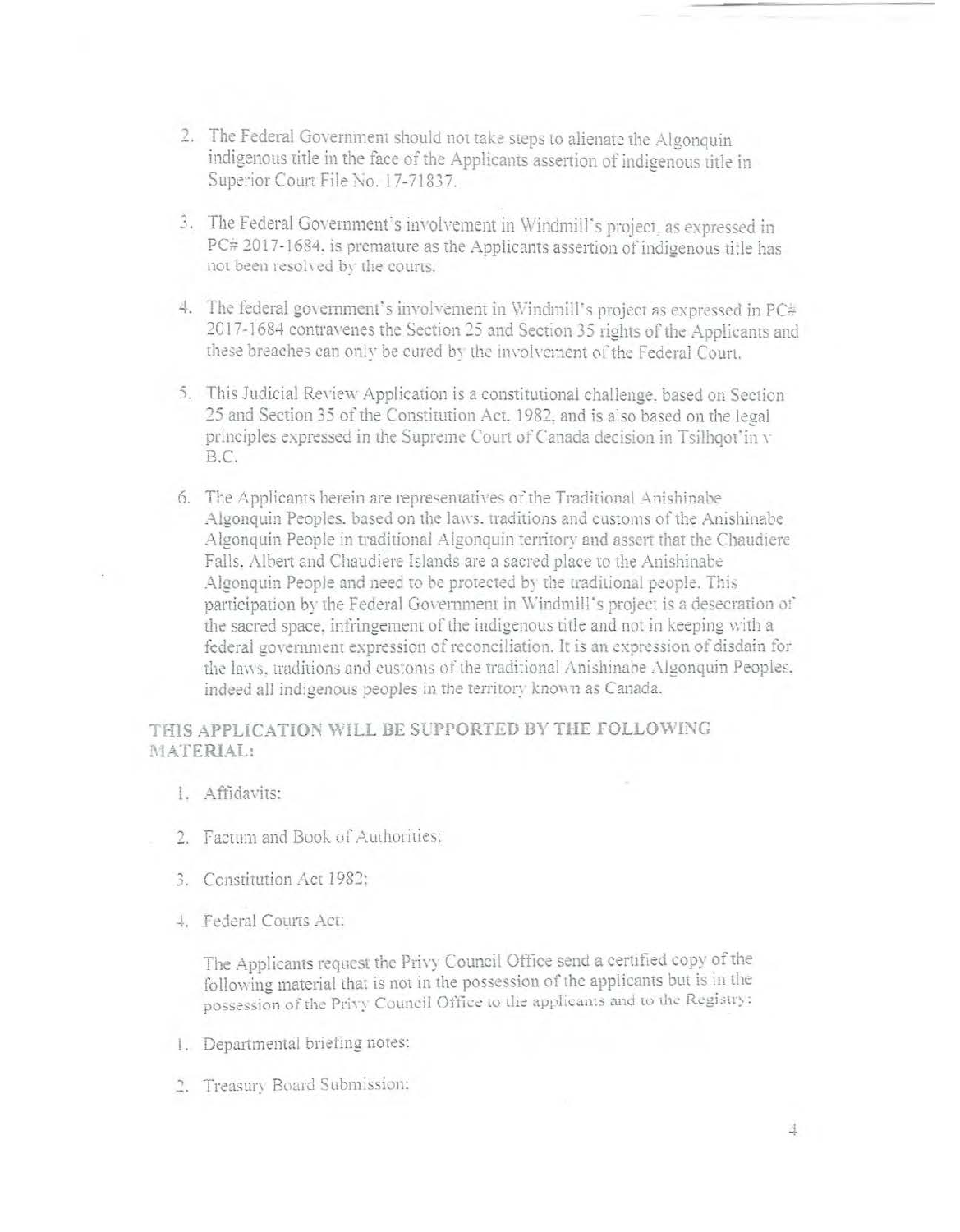2. The Federal Government should not take steps to alienate the Algonquin indigenous title in the face of the Applicants assertion of indigenous title in Superior Court File No. 17-71837.

3. The Federal Government's involvement in Windmill's project, as expressed in PC# 2017-1684, is premature as the Applicants assertion of indigenous title has not been resolved by the courts.

4. The federal government's involvement in Windmill's project as expressed in PC# 2017-1684 contravenes the Section 25 and Section 35 rights of the Applicants and these breaches can only be cured by the involvement of the Federal Court.

5. This Judicial Review Application is a constitutional challenge, based on Section 25 and Section 35 of the Constitution Act, 1982, and is also based on the legal principles expressed in the Supreme Court of Canada decision in Tsilhqot'in v B.C.

6. The Applicants herein are representatives of the Traditional Anishinabe Algonquin Peoples, based on the laws, traditions and customs of the Anishinabe Algonquin People in traditional Algonquin territory and assert that the Chaudiere Falls, Albert and Chaudiere Islands are a sacred place to the Anishinabe Algonquin People and need to be protected by the traditional people. This participation by the Federal Government in Windmill's project is a desecration of the sacred space, infringement of the indigenous title and not in keeping with a federal government expression of reconciliation. It is an expression of disdain for the laws, traditions and customs of the traditional Anishinabe Algonquin Peoples, indeed all indigenous peoples in the territory known as Canada.

**THIS APPLICATION WILL BE SUPPORTED BY THE FOLLOWING MATERIAL:**

1. Affidavits;
2. Factum and Book of Authorities;
3. Constitution Act 1982;
4. Federal Courts Act;

The Applicants request the Privy Council Office send a certified copy of the following material that is not in the possession of the applicants but is in the possession of the Privy Council Office to the applicants and to the Registry:

1. Departmental briefing notes;
2. Treasury Board Submission;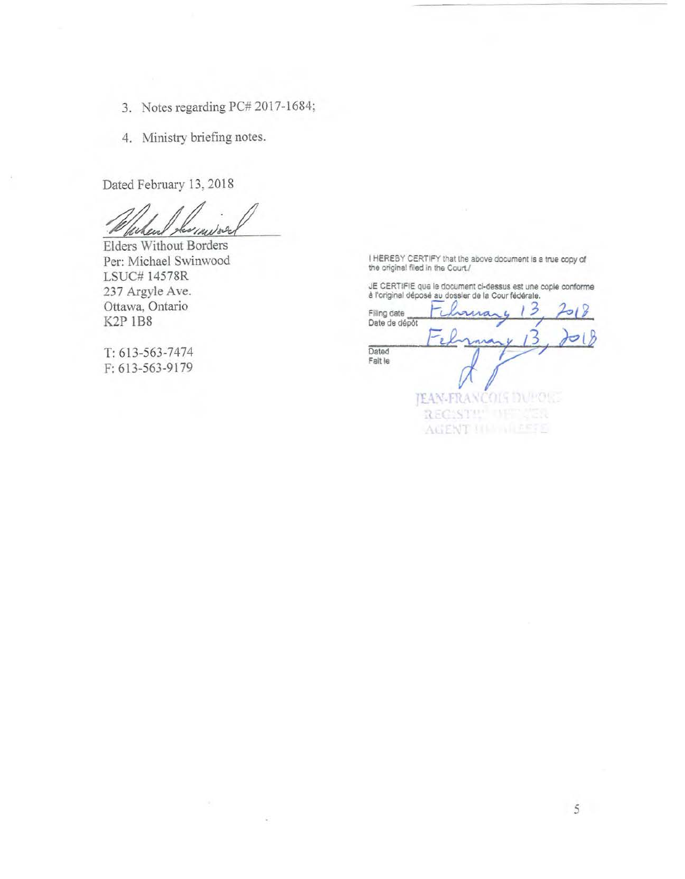3. Notes regarding PC# 2017-1684;
4. Ministry briefing notes.

Dated February 13, 2018

Elders Without Borders
Per: Michael Swinwood
LSUC# 14578R
237 Argyle Ave.
Ottawa, Ontario
K2P 1B8

T: 613-563-7474
F: 613-563-9179

I HEREBY CERTIFY that the above document is a true copy of the original filed in the Court./

JE CERTIFIE que le document ci-dessus est une copie conforme à l'original déposé au dossier de la Cour fédérale.

Filing date / Date de dépôt: February 13, 2018

Dated / Fait le: February 13, 2018

JEAN-FRANCOIS DUPONT
REGISTRY OFFICER
AGENT DU GREFFE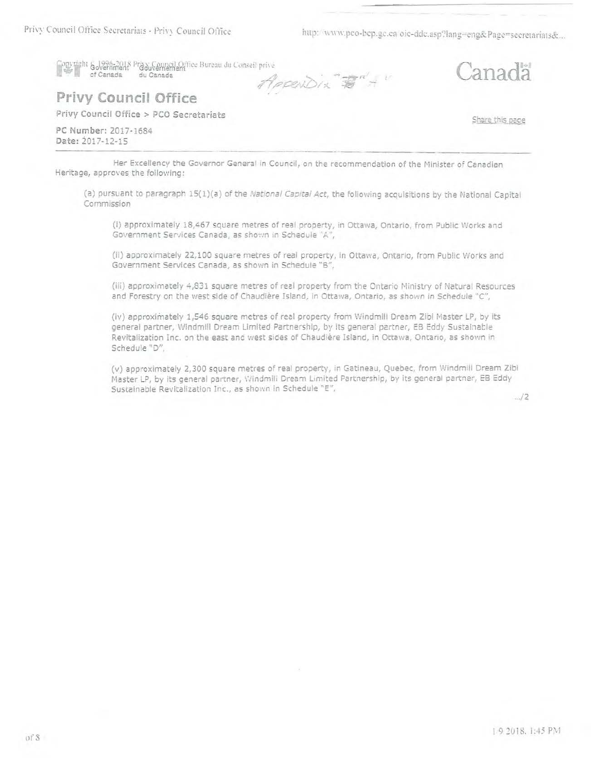Appendix "A"

# Privy Council Office

Privy Council Office > PCO Secretariats

**PC Number:** 2017-1684
**Date:** 2017-12-15

Her Excellency the Governor General in Council, on the recommendation of the Minister of Canadian Heritage, approves the following:

(a) pursuant to paragraph 15(1)(a) of the *National Capital Act*, the following acquisitions by the National Capital Commission

(i) approximately 18,467 square metres of real property, in Ottawa, Ontario, from Public Works and Government Services Canada, as shown in Schedule "A",

(ii) approximately 22,100 square metres of real property, in Ottawa, Ontario, from Public Works and Government Services Canada, as shown in Schedule "B",

(iii) approximately 4,831 square metres of real property from the Ontario Ministry of Natural Resources and Forestry on the west side of Chaudière Island, in Ottawa, Ontario, as shown in Schedule "C",

(iv) approximately 1,546 square metres of real property from Windmill Dream Zibi Master LP, by its general partner, Windmill Dream Limited Partnership, by its general partner, EB Eddy Sustainable Revitalization Inc. on the east and west sides of Chaudière Island, in Ottawa, Ontario, as shown in Schedule "D",

(v) approximately 2,300 square metres of real property, in Gatineau, Quebec, from Windmill Dream Zibi Master LP, by its general partner, Windmill Dream Limited Partnership, by its general partner, EB Eddy Sustainable Revitalization Inc., as shown in Schedule "E",

.../2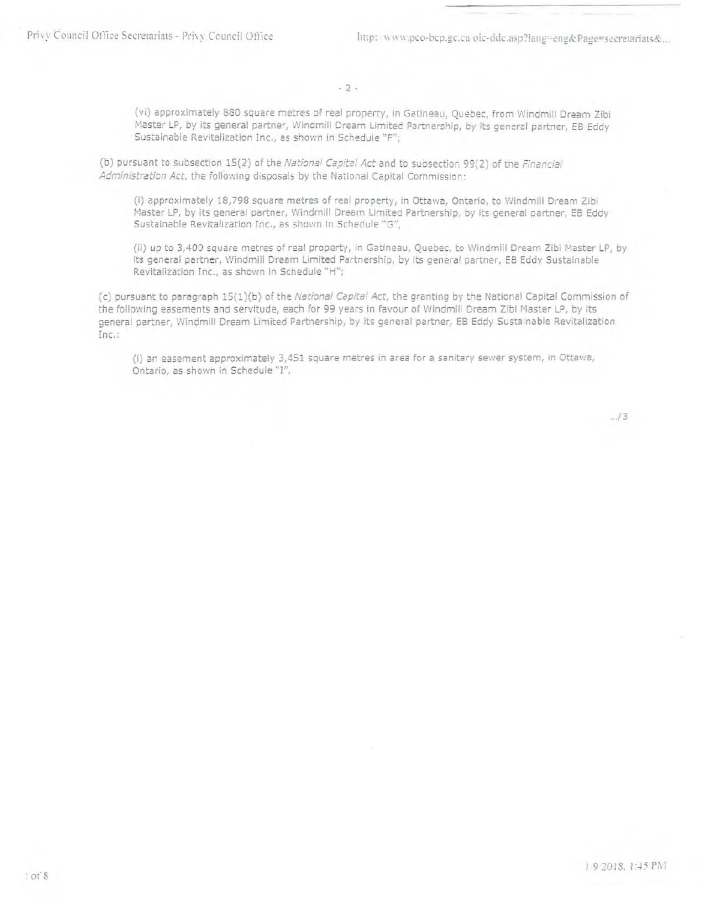(vi) approximately 880 square metres of real property, in Gatineau, Quebec, from Windmill Dream Zibi Master LP, by its general partner, Windmill Dream Limited Partnership, by its general partner, EB Eddy Sustainable Revitalization Inc., as shown in Schedule "F";

(b) pursuant to subsection 15(2) of the *National Capital Act* and to subsection 99(2) of the *Financial Administration Act*, the following disposals by the National Capital Commission:

(i) approximately 18,798 square metres of real property, in Ottawa, Ontario, to Windmill Dream Zibi Master LP, by its general partner, Windmill Dream Limited Partnership, by its general partner, EB Eddy Sustainable Revitalization Inc., as shown in Schedule "G",

(ii) up to 3,400 square metres of real property, in Gatineau, Quebec, to Windmill Dream Zibi Master LP, by its general partner, Windmill Dream Limited Partnership, by its general partner, EB Eddy Sustainable Revitalization Inc., as shown in Schedule "H";

(c) pursuant to paragraph 15(1)(b) of the *National Capital Act*, the granting by the National Capital Commission of the following easements and servitude, each for 99 years in favour of Windmill Dream Zibi Master LP, by its general partner, Windmill Dream Limited Partnership, by its general partner, EB Eddy Sustainable Revitalization Inc.:

(i) an easement approximately 3,451 square metres in area for a sanitary sewer system, in Ottawa, Ontario, as shown in Schedule "I",

.../3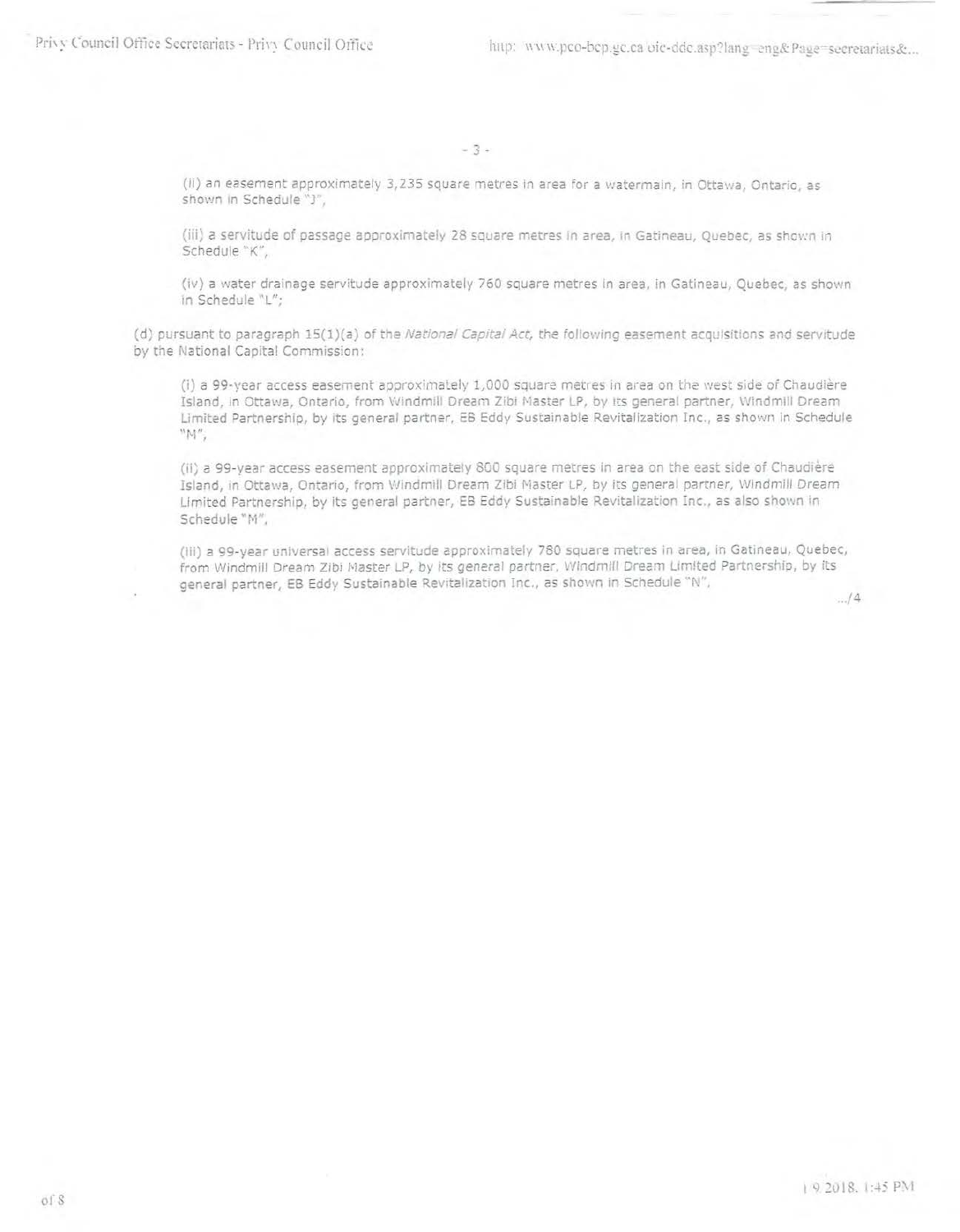(ii) an easement approximately 3,235 square metres in area for a watermain, in Ottawa, Ontario, as shown in Schedule "J",

(iii) a servitude of passage approximately 28 square metres in area, in Gatineau, Quebec, as shown in Schedule "K",

(iv) a water drainage servitude approximately 760 square metres in area, in Gatineau, Quebec, as shown in Schedule "L";

(d) pursuant to paragraph 15(1)(a) of the *National Capital Act*, the following easement acquisitions and servitude by the National Capital Commission:

(i) a 99-year access easement approximately 1,000 square metres in area on the west side of Chaudière Island, in Ottawa, Ontario, from Windmill Dream Zibi Master LP, by its general partner, Windmill Dream Limited Partnership, by its general partner, EB Eddy Sustainable Revitalization Inc., as shown in Schedule "M",

(ii) a 99-year access easement approximately 800 square metres in area on the east side of Chaudière Island, in Ottawa, Ontario, from Windmill Dream Zibi Master LP, by its general partner, Windmill Dream Limited Partnership, by its general partner, EB Eddy Sustainable Revitalization Inc., as also shown in Schedule "M",

(iii) a 99-year universal access servitude approximately 780 square metres in area, in Gatineau, Quebec, from Windmill Dream Zibi Master LP, by its general partner, Windmill Dream Limited Partnership, by its general partner, EB Eddy Sustainable Revitalization Inc., as shown in Schedule "N",

.../4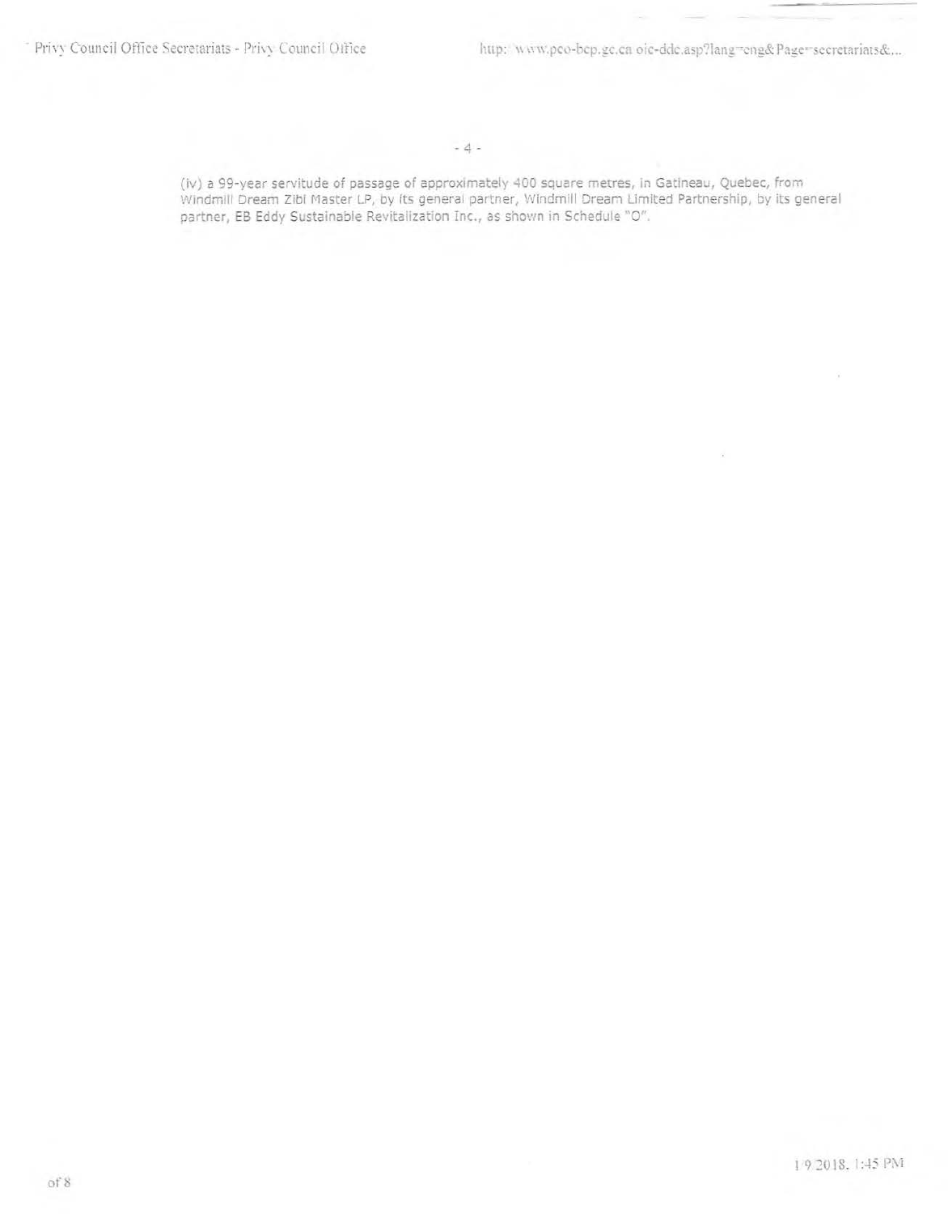(iv) a 99-year servitude of passage of approximately 400 square metres, in Gatineau, Quebec, from Windmill Dream Zibi Master LP, by its general partner, Windmill Dream Limited Partnership, by its general partner, EB Eddy Sustainable Revitalization Inc., as shown in Schedule "O".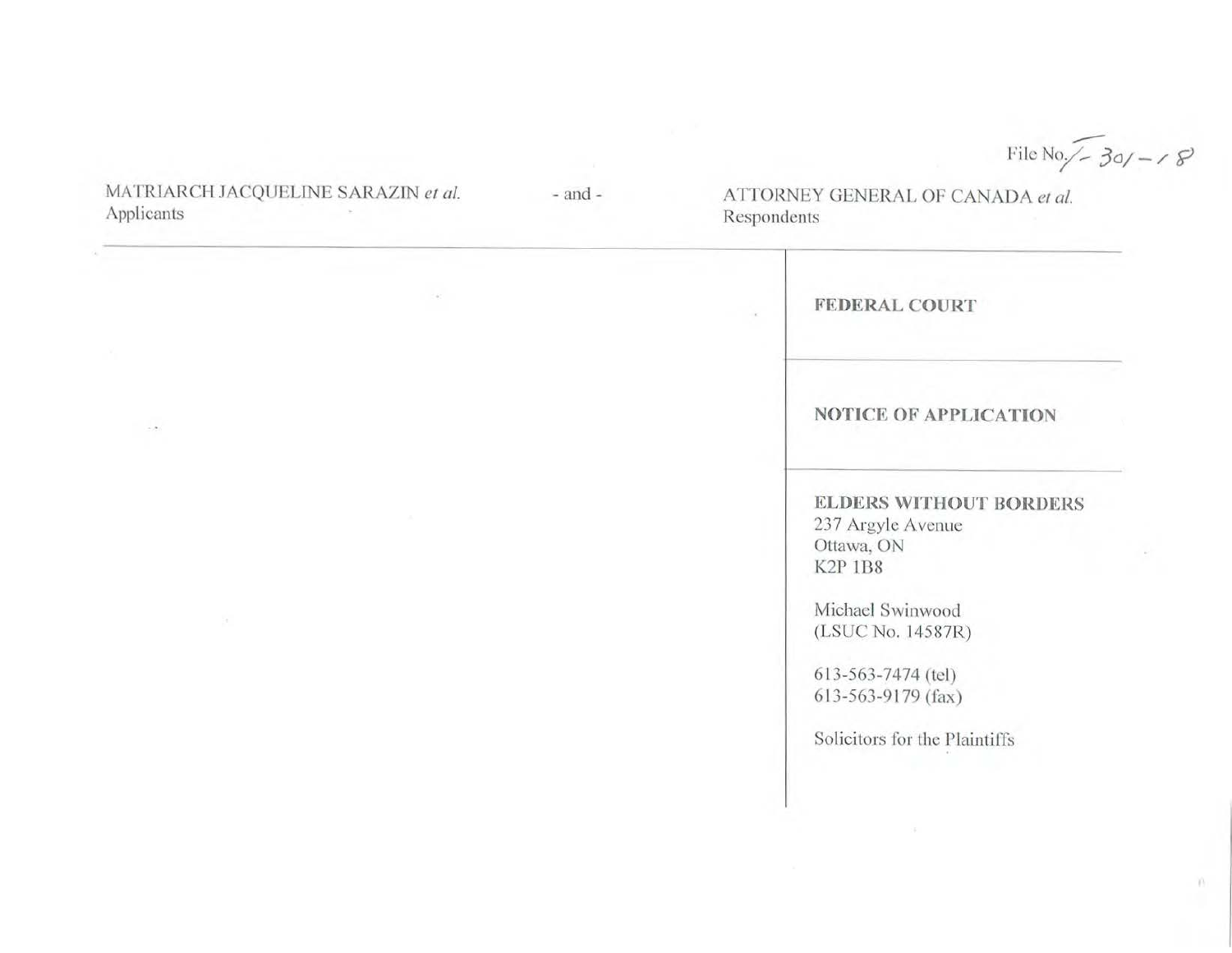File No. T-301-18

MATRIARCH JACQUELINE SARAZIN *et al.*
Applicants

- and -

ATTORNEY GENERAL OF CANADA *et al.*
Respondents

**FEDERAL COURT**

**NOTICE OF APPLICATION**

**ELDERS WITHOUT BORDERS**
237 Argyle Avenue
Ottawa, ON
K2P 1B8

Michael Swinwood
(LSUC No. 14587R)

613-563-7474 (tel)
613-563-9179 (fax)

Solicitors for the Plaintiffs